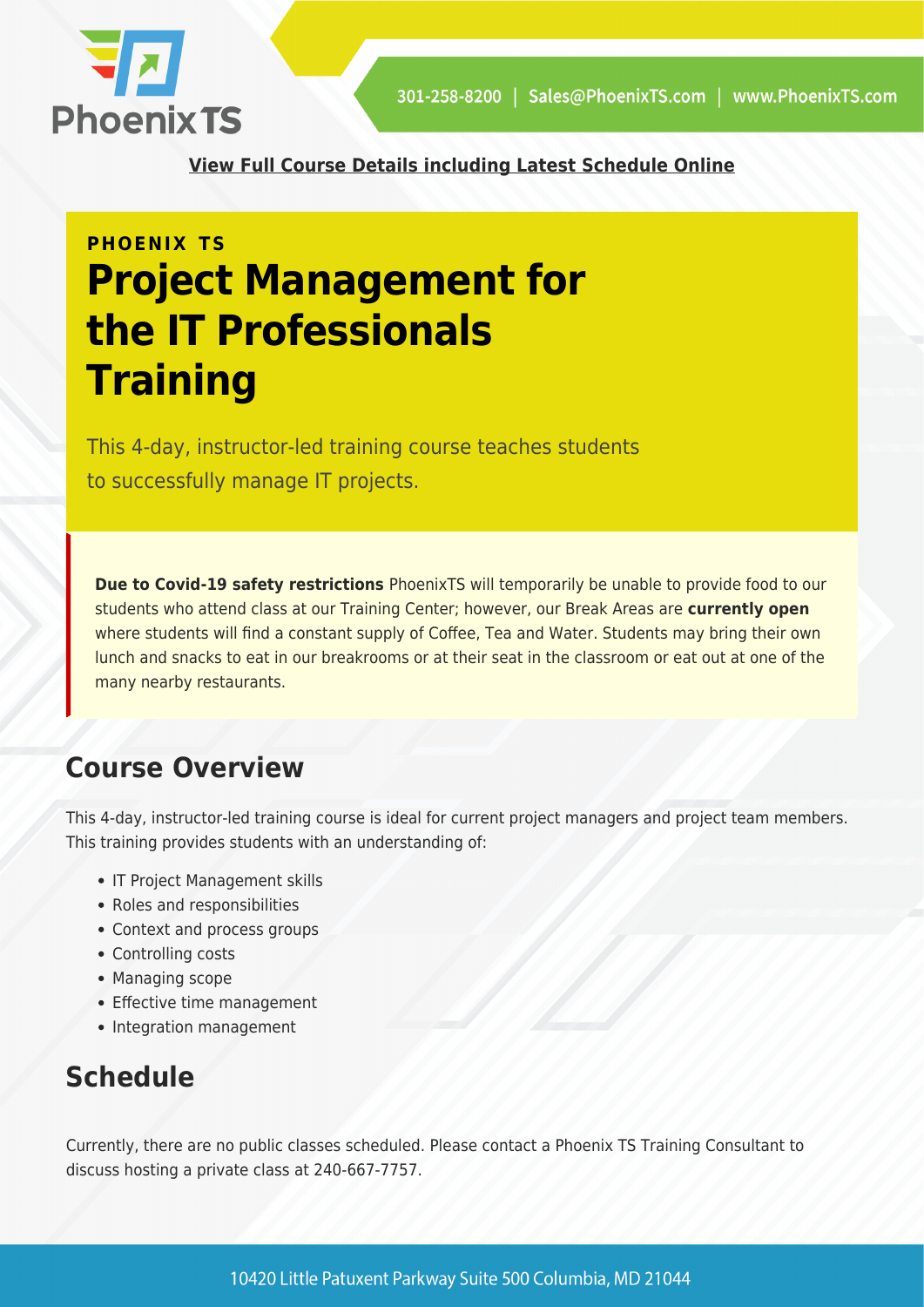[View Full Course Details including Latest Schedule Online]

**PHOENIX TS**

# Project Management for the IT Professionals Training

This 4-day, instructor-led training course teaches students to successfully manage IT projects.

**Due to Covid-19 safety restrictions** PhoenixTS will temporarily be unable to provide food to our students who attend class at our Training Center; however, our Break Areas are **currently open** where students will find a constant supply of Coffee, Tea and Water. Students may bring their own lunch and snacks to eat in our breakrooms or at their seat in the classroom or eat out at one of the many nearby restaurants.

## Course Overview

This 4-day, instructor-led training course is ideal for current project managers and project team members. This training provides students with an understanding of:

- IT Project Management skills
- Roles and responsibilities
- Context and process groups
- Controlling costs
- Managing scope
- Effective time management
- Integration management

## Schedule

Currently, there are no public classes scheduled. Please contact a Phoenix TS Training Consultant to discuss hosting a private class at 240-667-7757.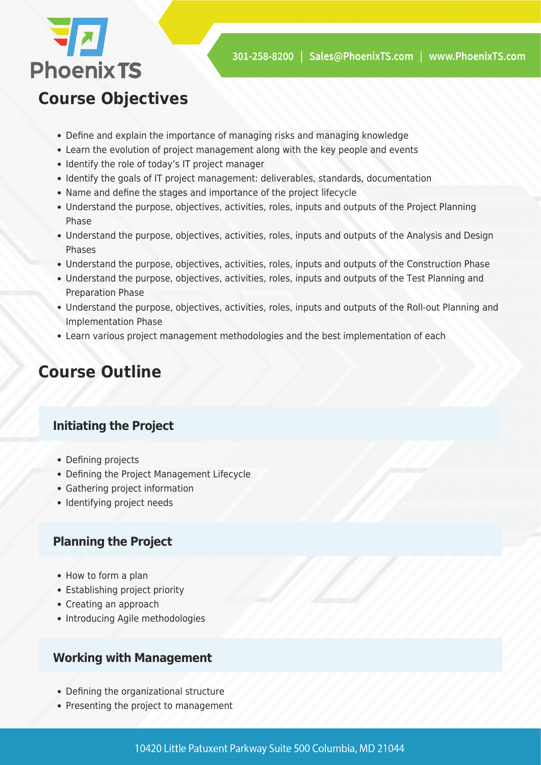## Course Objectives

- Define and explain the importance of managing risks and managing knowledge
- Learn the evolution of project management along with the key people and events
- Identify the role of today's IT project manager
- Identify the goals of IT project management: deliverables, standards, documentation
- Name and define the stages and importance of the project lifecycle
- Understand the purpose, objectives, activities, roles, inputs and outputs of the Project Planning Phase
- Understand the purpose, objectives, activities, roles, inputs and outputs of the Analysis and Design Phases
- Understand the purpose, objectives, activities, roles, inputs and outputs of the Construction Phase
- Understand the purpose, objectives, activities, roles, inputs and outputs of the Test Planning and Preparation Phase
- Understand the purpose, objectives, activities, roles, inputs and outputs of the Roll-out Planning and Implementation Phase
- Learn various project management methodologies and the best implementation of each

## Course Outline

### Initiating the Project

- Defining projects
- Defining the Project Management Lifecycle
- Gathering project information
- Identifying project needs

### Planning the Project

- How to form a plan
- Establishing project priority
- Creating an approach
- Introducing Agile methodologies

### Working with Management

- Defining the organizational structure
- Presenting the project to management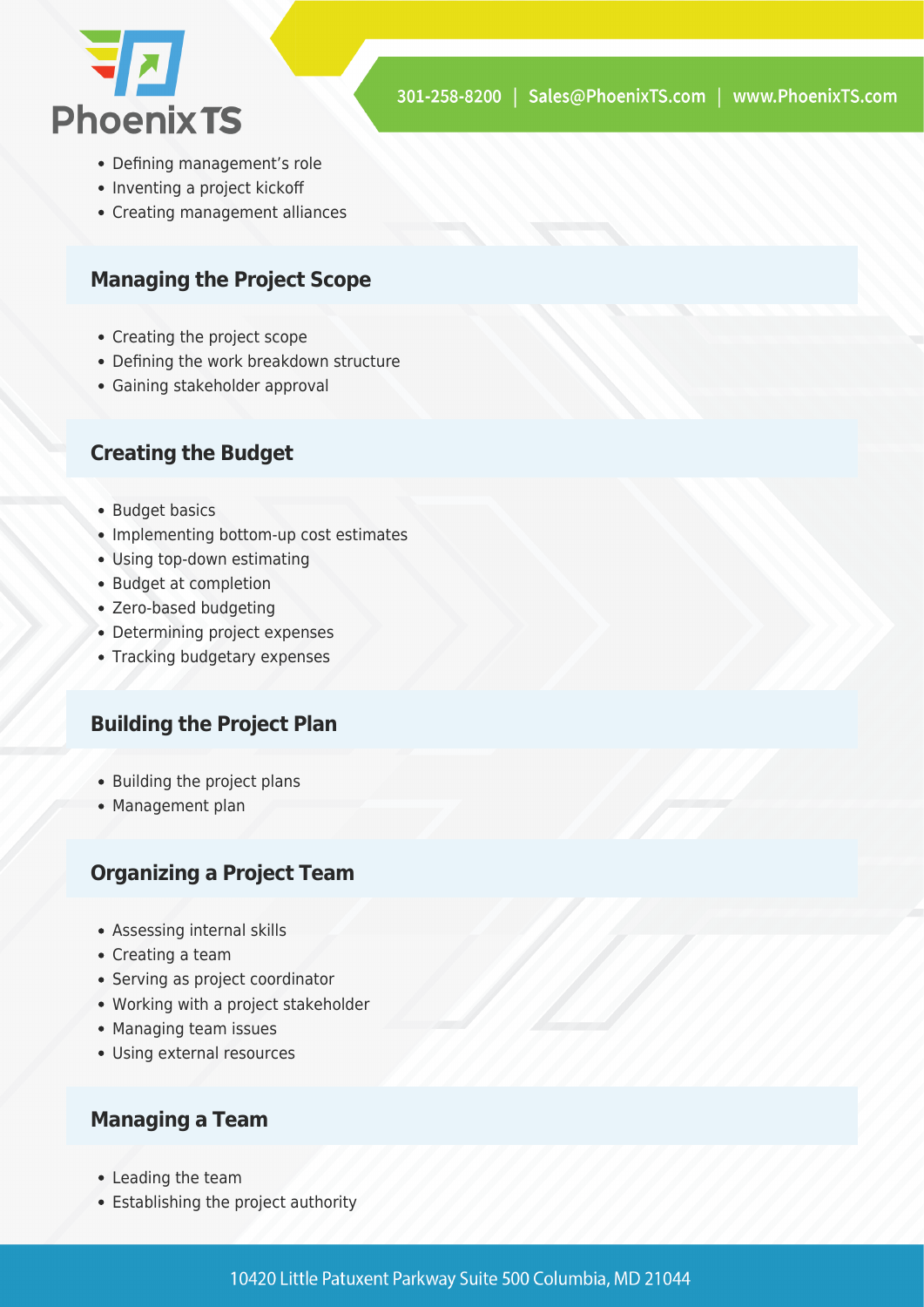- Defining management's role
- Inventing a project kickoff
- Creating management alliances

### Managing the Project Scope

- Creating the project scope
- Defining the work breakdown structure
- Gaining stakeholder approval

### Creating the Budget

- Budget basics
- Implementing bottom-up cost estimates
- Using top-down estimating
- Budget at completion
- Zero-based budgeting
- Determining project expenses
- Tracking budgetary expenses

### Building the Project Plan

- Building the project plans
- Management plan

### Organizing a Project Team

- Assessing internal skills
- Creating a team
- Serving as project coordinator
- Working with a project stakeholder
- Managing team issues
- Using external resources

### Managing a Team

- Leading the team
- Establishing the project authority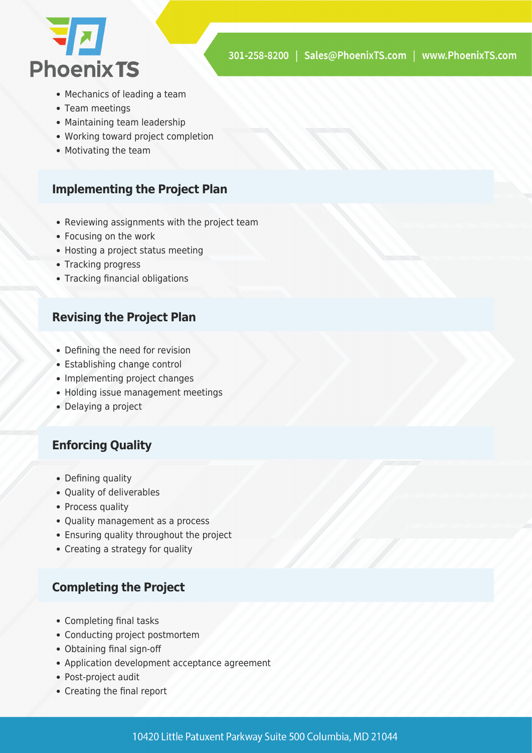- Mechanics of leading a team
- Team meetings
- Maintaining team leadership
- Working toward project completion
- Motivating the team

### Implementing the Project Plan

- Reviewing assignments with the project team
- Focusing on the work
- Hosting a project status meeting
- Tracking progress
- Tracking financial obligations

### Revising the Project Plan

- Defining the need for revision
- Establishing change control
- Implementing project changes
- Holding issue management meetings
- Delaying a project

### Enforcing Quality

- Defining quality
- Quality of deliverables
- Process quality
- Quality management as a process
- Ensuring quality throughout the project
- Creating a strategy for quality

### Completing the Project

- Completing final tasks
- Conducting project postmortem
- Obtaining final sign-off
- Application development acceptance agreement
- Post-project audit
- Creating the final report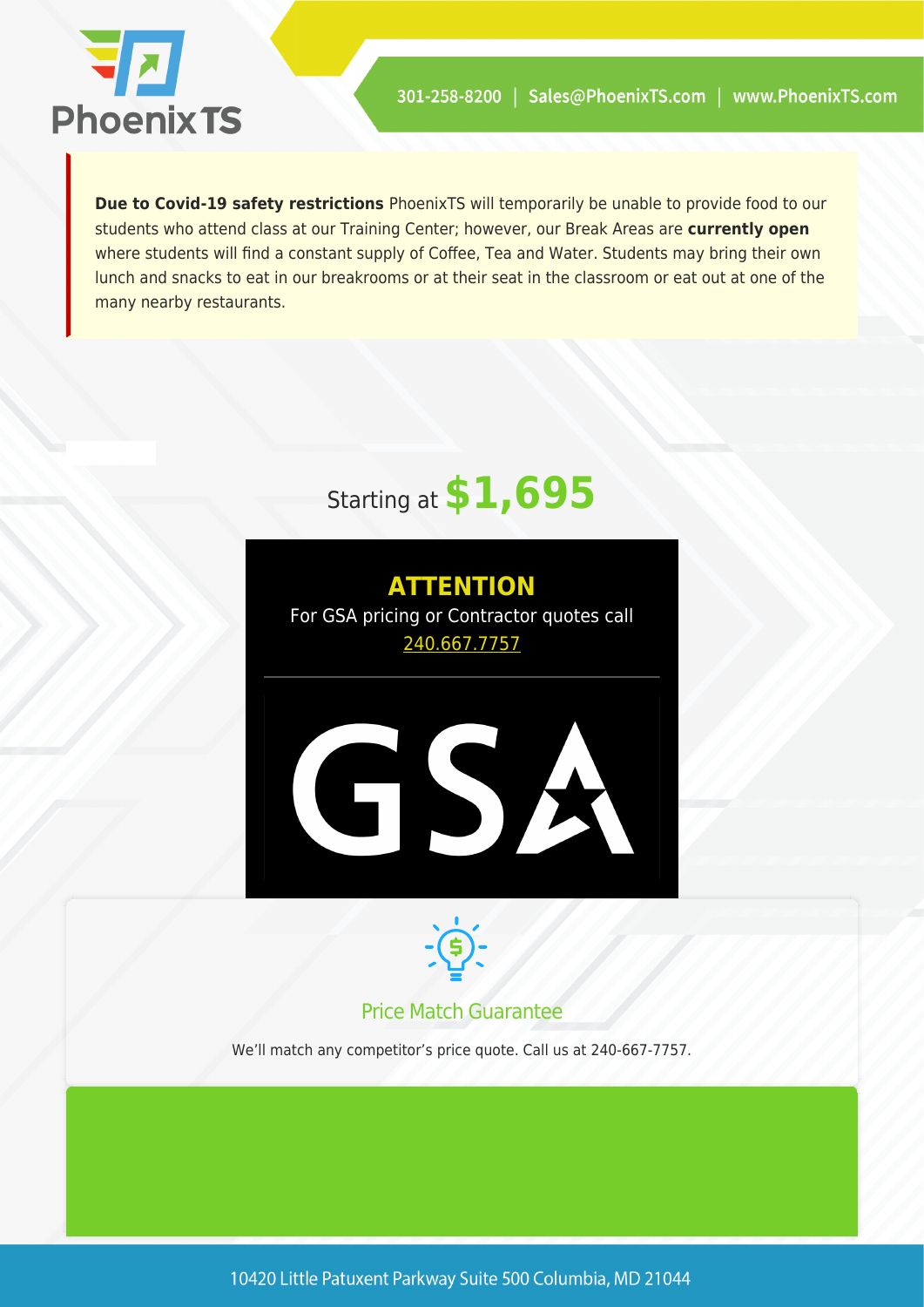**Due to Covid-19 safety restrictions** PhoenixTS will temporarily be unable to provide food to our students who attend class at our Training Center; however, our Break Areas are **currently open** where students will find a constant supply of Coffee, Tea and Water. Students may bring their own lunch and snacks to eat in our breakrooms or at their seat in the classroom or eat out at one of the many nearby restaurants.

Starting at **$1,695**

**ATTENTION**

For GSA pricing or Contractor quotes call 240.667.7757

## Price Match Guarantee

We'll match any competitor's price quote. Call us at 240-667-7757.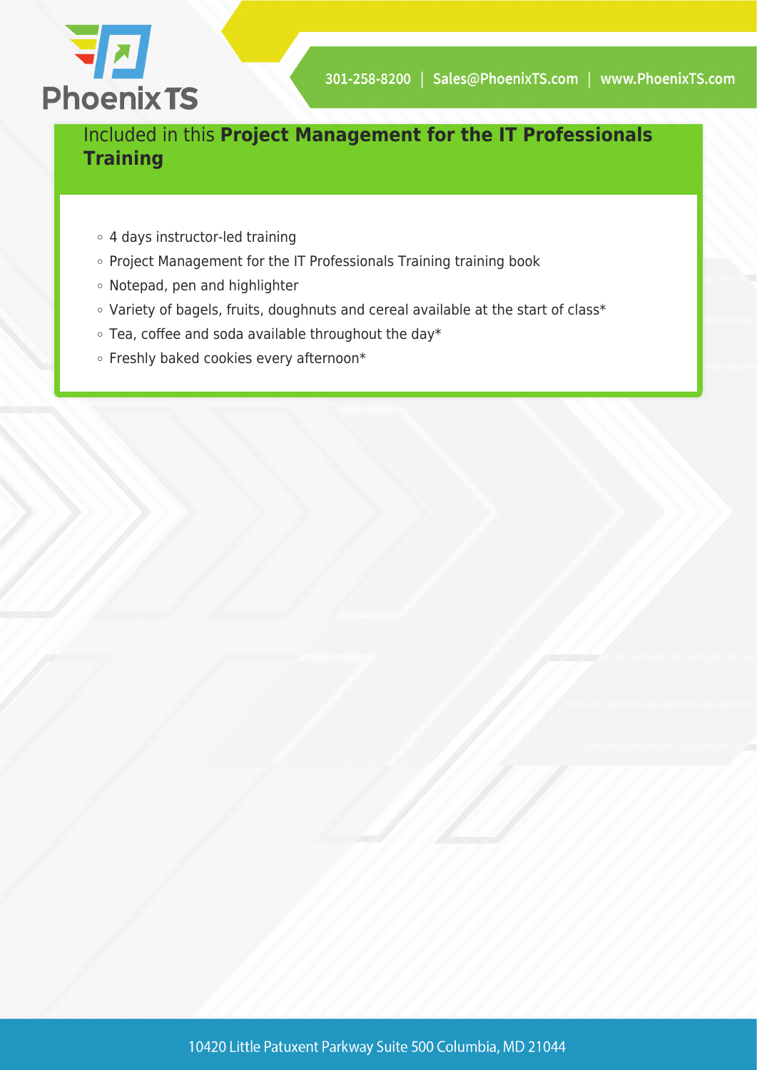## Included in this **Project Management for the IT Professionals Training**

- 4 days instructor-led training
- Project Management for the IT Professionals Training training book
- Notepad, pen and highlighter
- Variety of bagels, fruits, doughnuts and cereal available at the start of class*
- Tea, coffee and soda available throughout the day*
- Freshly baked cookies every afternoon*